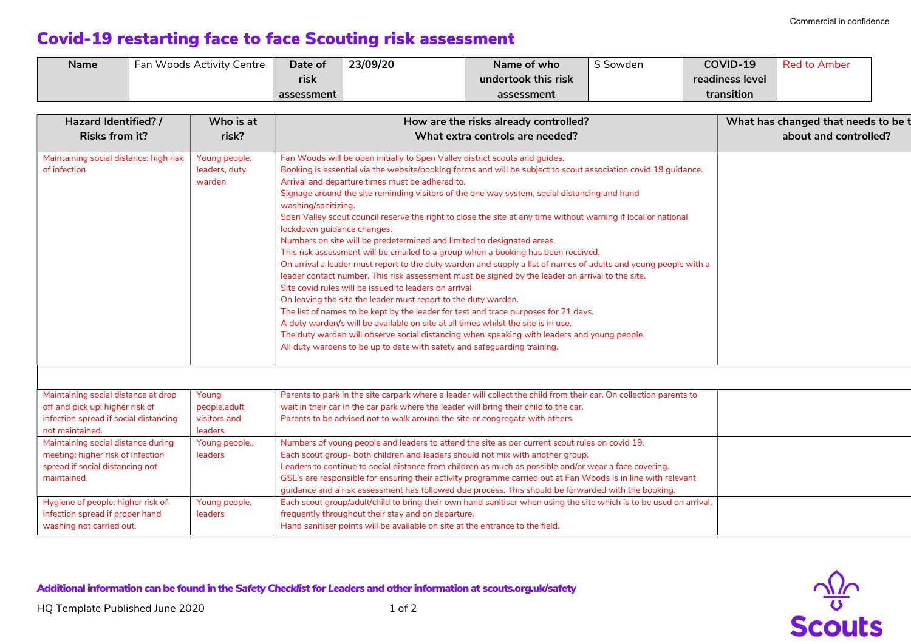Commercial in confidence

# Covid-19 restarting face to face Scouting risk assessment

| Name | Fan Woods Activity Centre | Date of risk assessment | 23/09/20 | Name of who undertook this risk assessment | S Sowden | COVID-19 readiness level transition | Red to Amber |
|---|---|---|---|---|---|---|---|

| Hazard Identified? / Risks from it? | Who is at risk? | How are the risks already controlled? What extra controls are needed? | What has changed that needs to be t about and controlled? |
|---|---|---|---|
| Maintaining social distance: high risk of infection | Young people, leaders, duty warden | Fan Woods will be open initially to Spen Valley district scouts and guides.<br>Booking is essential via the website/booking forms and will be subject to scout association covid 19 guidance.<br>Arrival and departure times must be adhered to.<br>Signage around the site reminding visitors of the one way system, social distancing and hand washing/sanitizing.<br>Spen Valley scout council reserve the right to close the site at any time without warning if local or national lockdown guidance changes.<br>Numbers on site will be predetermined and limited to designated areas.<br>This risk assessment will be emailed to a group when a booking has been received.<br>On arrival a leader must report to the duty warden and supply a list of names of adults and young people with a leader contact number. This risk assessment must be signed by the leader on arrival to the site.<br>Site covid rules will be issued to leaders on arrival<br>On leaving the site the leader must report to the duty warden.<br>The list of names to be kept by the leader for test and trace purposes for 21 days.<br>A duty warden/s will be available on site at all times whilst the site is in use.<br>The duty warden will observe social distancing when speaking with leaders and young people.<br>All duty wardens to be up to date with safety and safeguarding training. | |
| | | | |
| Maintaining social distance at drop off and pick up: higher risk of infection spread if social distancing not maintained. | Young people,adult visitors and leaders | Parents to park in the site carpark where a leader will collect the child from their car. On collection parents to wait in their car in the car park where the leader will bring their child to the car.<br>Parents to be advised not to walk around the site or congregate with others. | |
| Maintaining social distance during meeting: higher risk of infection spread if social distancing not maintained. | Young people,, leaders | Numbers of young people and leaders to attend the site as per current scout rules on covid 19.<br>Each scout group- both children and leaders should not mix with another group.<br>Leaders to continue to social distance from children as much as possible and/or wear a face covering.<br>GSL's are responsible for ensuring their activity programme carried out at Fan Woods is in line with relevant guidance and a risk assessment has followed due process. This should be forwarded with the booking. | |
| Hygiene of people: higher risk of infection spread if proper hand washing not carried out. | Young people, leaders | Each scout group/adult/child to bring their own hand sanitiser when using the site which is to be used on arrival, frequently throughout their stay and on departure.<br>Hand sanitiser points will be available on site at the entrance to the field. | |

**Additional information can be found in the Safety Checklist for Leaders and other information at scouts.org.uk/safety**

HQ Template Published June 2020

Scouts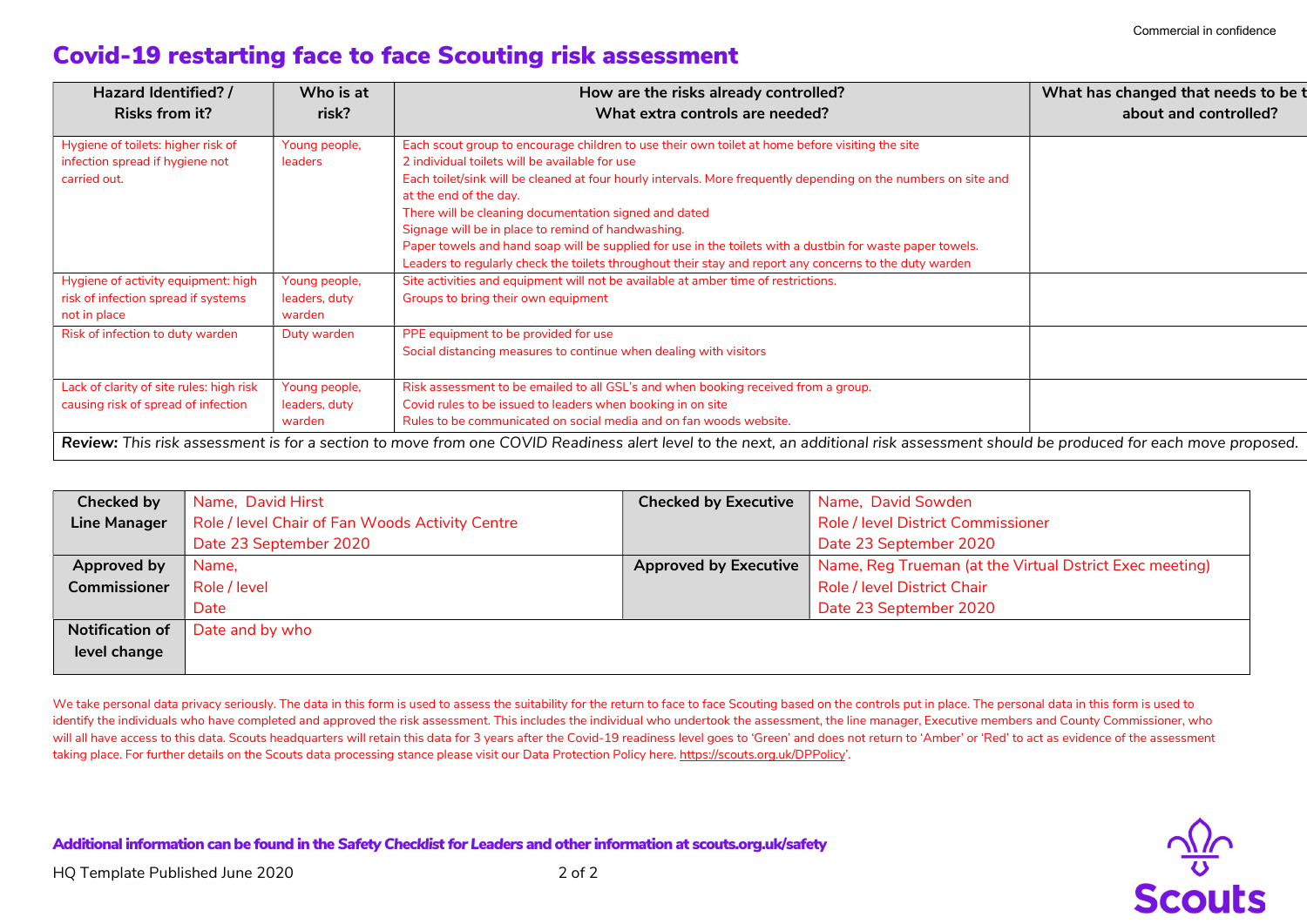Commercial in confidence

# Covid-19 restarting face to face Scouting risk assessment

| Hazard Identified? / Risks from it? | Who is at risk? | How are the risks already controlled? What extra controls are needed? | What has changed that needs to be t about and controlled? |
|---|---|---|---|
| Hygiene of toilets: higher risk of infection spread if hygiene not carried out. | Young people, leaders | Each scout group to encourage children to use their own toilet at home before visiting the site<br>2 individual toilets will be available for use<br>Each toilet/sink will be cleaned at four hourly intervals. More frequently depending on the numbers on site and at the end of the day.<br>There will be cleaning documentation signed and dated<br>Signage will be in place to remind of handwashing.<br>Paper towels and hand soap will be supplied for use in the toilets with a dustbin for waste paper towels.<br>Leaders to regularly check the toilets throughout their stay and report any concerns to the duty warden | |
| Hygiene of activity equipment: high risk of infection spread if systems not in place | Young people, leaders, duty warden | Site activities and equipment will not be available at amber time of restrictions.<br>Groups to bring their own equipment | |
| Risk of infection to duty warden | Duty warden | PPE equipment to be provided for use<br>Social distancing measures to continue when dealing with visitors | |
| Lack of clarity of site rules: high risk causing risk of spread of infection | Young people, leaders, duty warden | Risk assessment to be emailed to all GSL's and when booking received from a group.<br>Covid rules to be issued to leaders when booking in on site<br>Rules to be communicated on social media and on fan woods website. | |

**Review:** *This risk assessment is for a section to move from one COVID Readiness alert level to the next, an additional risk assessment should be produced for each move proposed.*

| | | | |
|---|---|---|---|
| **Checked by Line Manager** | Name, David Hirst<br>Role / level Chair of Fan Woods Activity Centre<br>Date 23 September 2020 | **Checked by Executive** | Name, David Sowden<br>Role / level District Commissioner<br>Date 23 September 2020 |
| **Approved by Commissioner** | Name,<br>Role / level<br>Date | **Approved by Executive** | Name, Reg Trueman (at the Virtual Dstrict Exec meeting)<br>Role / level District Chair<br>Date 23 September 2020 |
| **Notification of level change** | Date and by who | | |

We take personal data privacy seriously. The data in this form is used to assess the suitability for the return to face to face Scouting based on the controls put in place. The personal data in this form is used to identify the individuals who have completed and approved the risk assessment. This includes the individual who undertook the assessment, the line manager, Executive members and County Commissioner, who will all have access to this data. Scouts headquarters will retain this data for 3 years after the Covid-19 readiness level goes to 'Green' and does not return to 'Amber' or 'Red' to act as evidence of the assessment taking place. For further details on the Scouts data processing stance please visit our Data Protection Policy here. https://scouts.org.uk/DPPolicy'.

**Additional information can be found in the Safety Checklist for Leaders and other information at scouts.org.uk/safety**

HQ Template Published June 2020